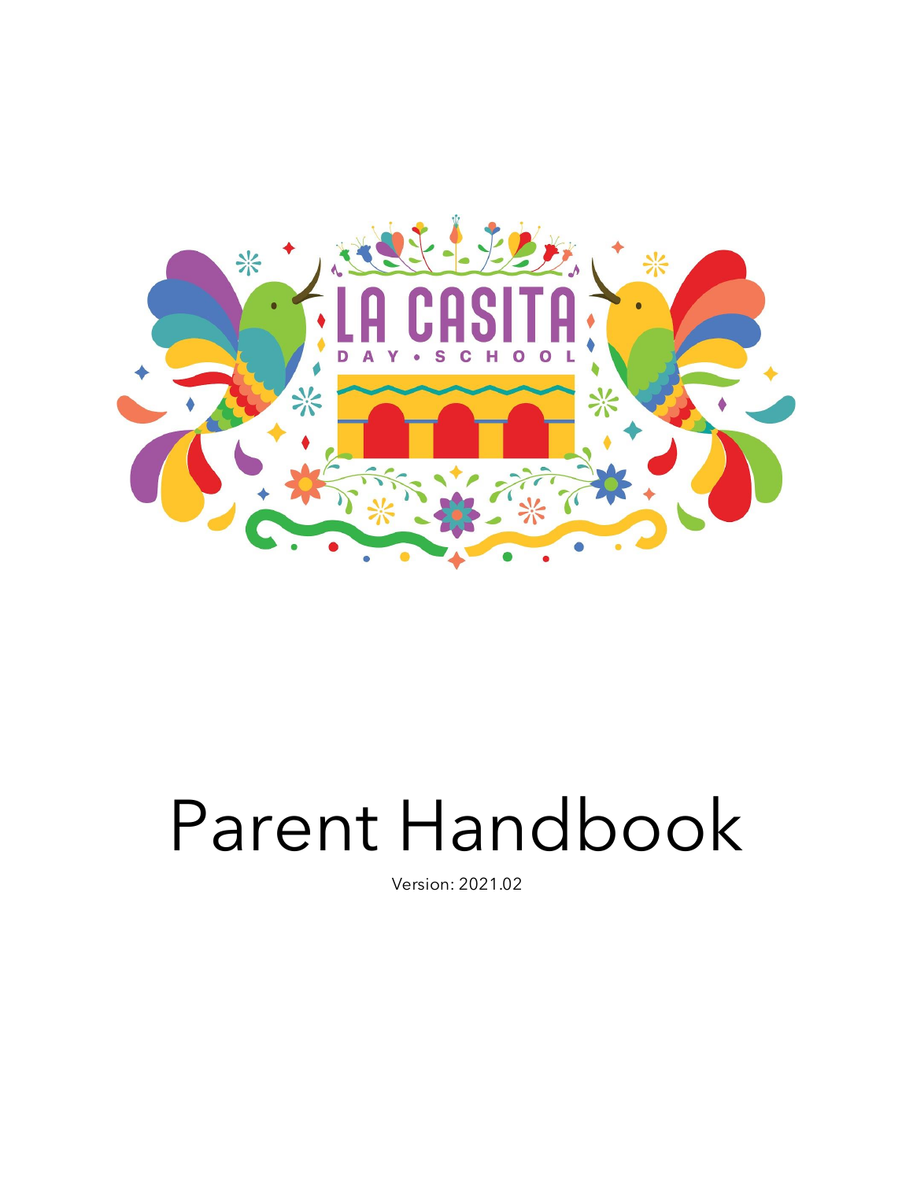LA CASITA

DAY • SCHOOL

# Parent Handbook

Version: 2021.02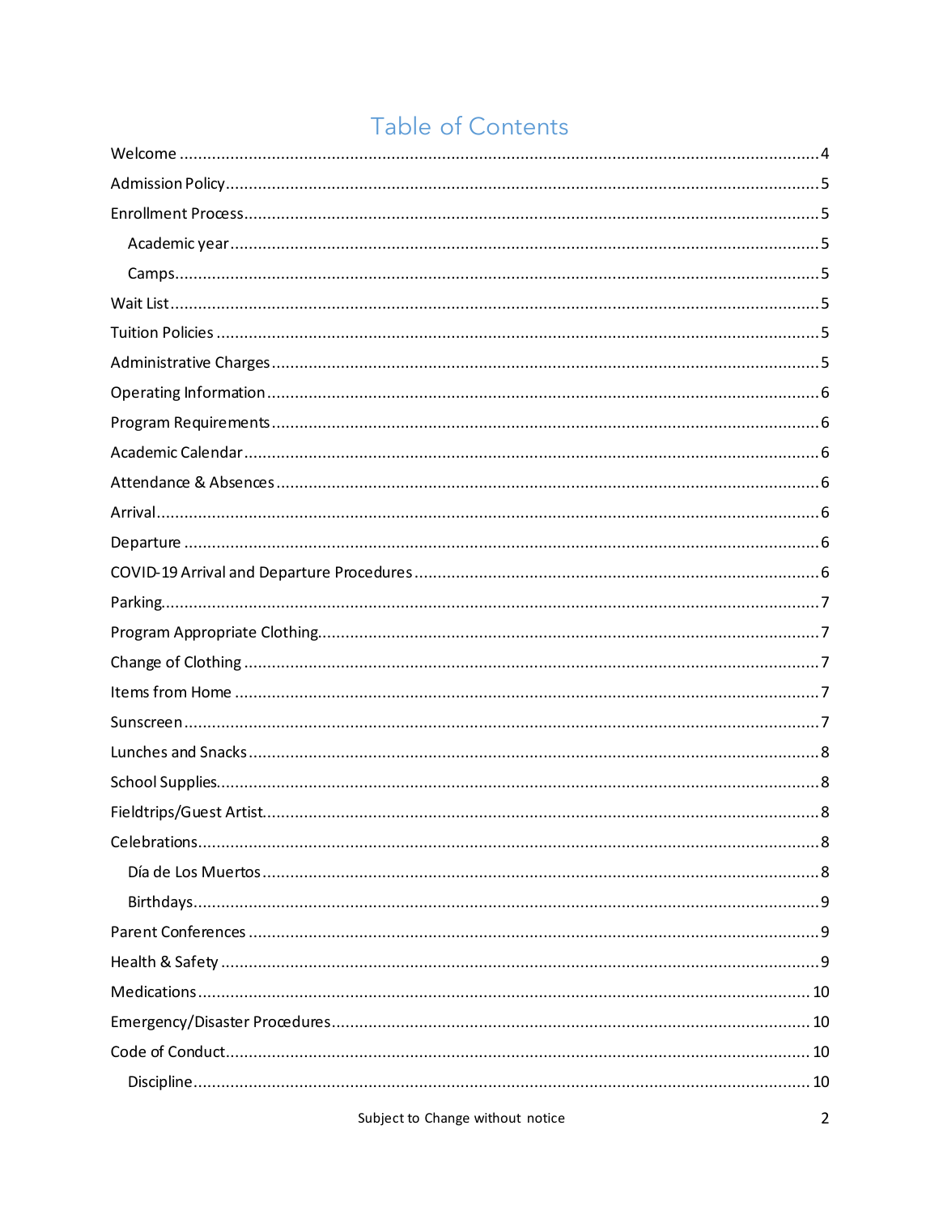# Table of Contents

- Welcome ........ 4
- Admission Policy ........ 5
- Enrollment Process ........ 5
  - Academic year ........ 5
  - Camps ........ 5
- Wait List ........ 5
- Tuition Policies ........ 5
- Administrative Charges ........ 5
- Operating Information ........ 6
- Program Requirements ........ 6
- Academic Calendar ........ 6
- Attendance & Absences ........ 6
- Arrival ........ 6
- Departure ........ 6
- COVID-19 Arrival and Departure Procedures ........ 6
- Parking ........ 7
- Program Appropriate Clothing ........ 7
- Change of Clothing ........ 7
- Items from Home ........ 7
- Sunscreen ........ 7
- Lunches and Snacks ........ 8
- School Supplies ........ 8
- Fieldtrips/Guest Artist ........ 8
- Celebrations ........ 8
  - Día de Los Muertos ........ 8
  - Birthdays ........ 9
- Parent Conferences ........ 9
- Health & Safety ........ 9
- Medications ........ 10
- Emergency/Disaster Procedures ........ 10
- Code of Conduct ........ 10
  - Discipline ........ 10

Subject to Change without notice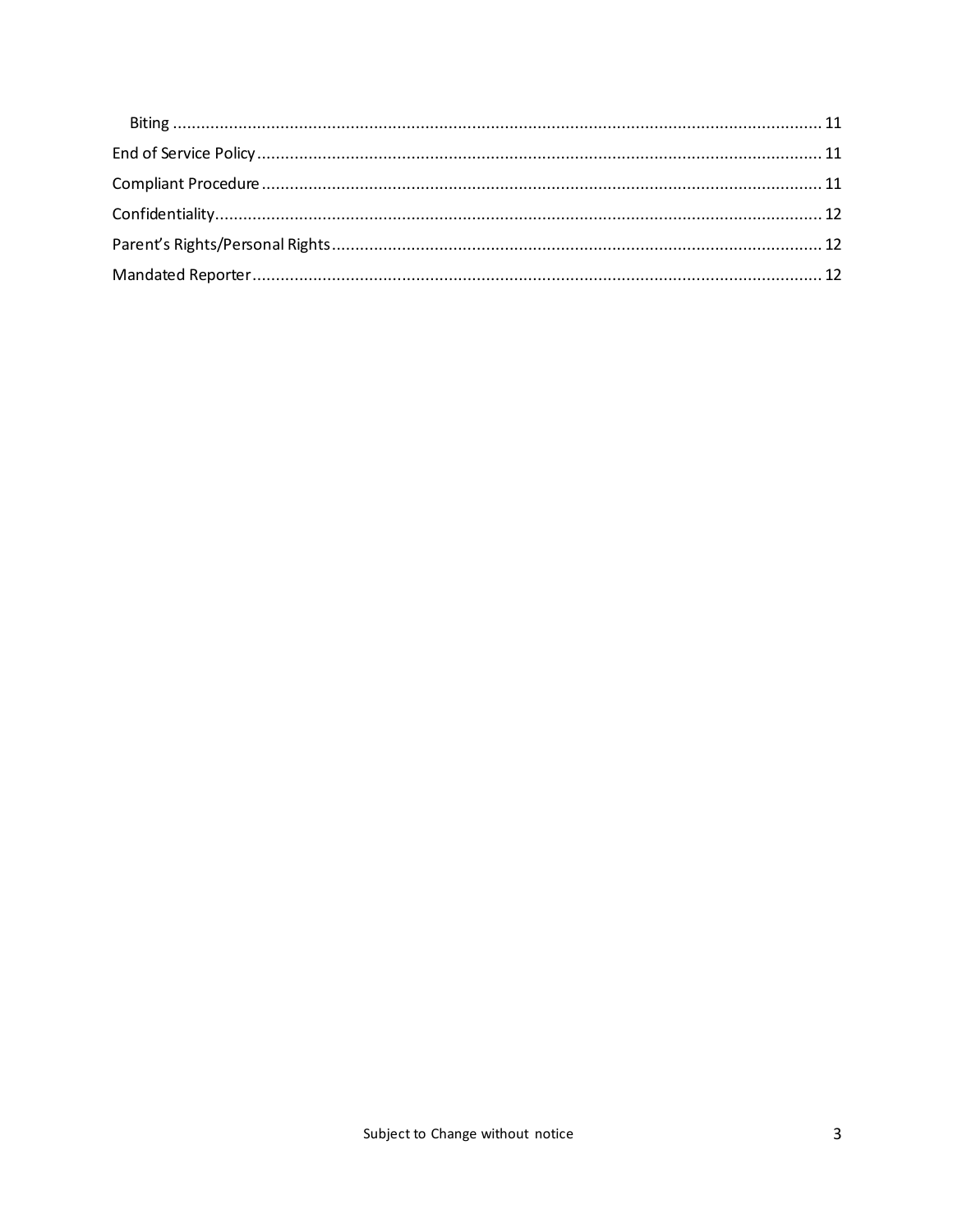- Biting ..... 11
- End of Service Policy ..... 11
- Compliant Procedure ..... 11
- Confidentiality ..... 12
- Parent's Rights/Personal Rights ..... 12
- Mandated Reporter ..... 12

Subject to Change without notice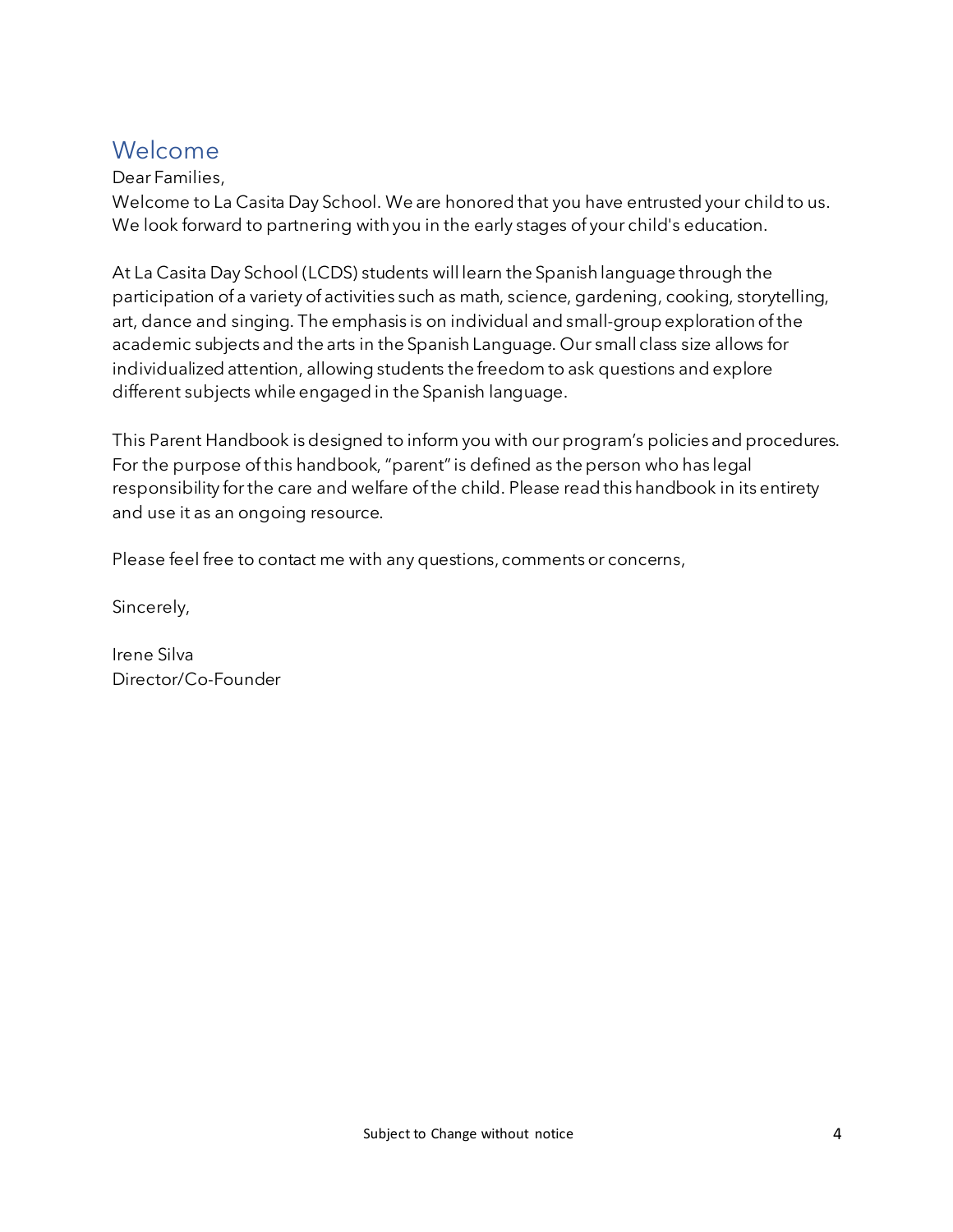## Welcome

Dear Families,
Welcome to La Casita Day School. We are honored that you have entrusted your child to us. We look forward to partnering with you in the early stages of your child's education.

At La Casita Day School (LCDS) students will learn the Spanish language through the participation of a variety of activities such as math, science, gardening, cooking, storytelling, art, dance and singing. The emphasis is on individual and small-group exploration of the academic subjects and the arts in the Spanish Language. Our small class size allows for individualized attention, allowing students the freedom to ask questions and explore different subjects while engaged in the Spanish language.

This Parent Handbook is designed to inform you with our program's policies and procedures. For the purpose of this handbook, "parent" is defined as the person who has legal responsibility for the care and welfare of the child. Please read this handbook in its entirety and use it as an ongoing resource.

Please feel free to contact me with any questions, comments or concerns,

Sincerely,

Irene Silva
Director/Co-Founder

Subject to Change without notice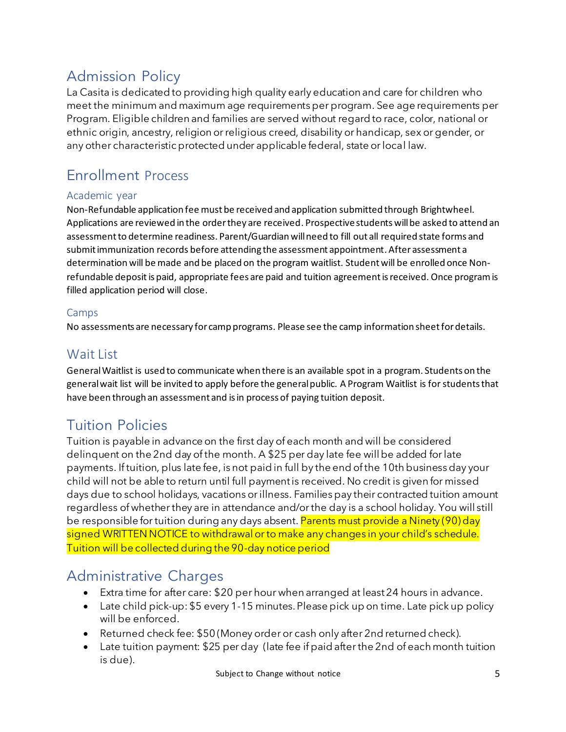## Admission Policy

La Casita is dedicated to providing high quality early education and care for children who meet the minimum and maximum age requirements per program. See age requirements per Program. Eligible children and families are served without regard to race, color, national or ethnic origin, ancestry, religion or religious creed, disability or handicap, sex or gender, or any other characteristic protected under applicable federal, state or local law.

## Enrollment Process

### Academic year

Non-Refundable application fee must be received and application submitted through Brightwheel. Applications are reviewed in the order they are received. Prospective students will be asked to attend an assessment to determine readiness. Parent/Guardian will need to fill out all required state forms and submit immunization records before attending the assessment appointment. After assessment a determination will be made and be placed on the program waitlist. Student will be enrolled once Non-refundable deposit is paid, appropriate fees are paid and tuition agreement is received. Once program is filled application period will close.

### Camps

No assessments are necessary for camp programs. Please see the camp information sheet for details.

## Wait List

General Waitlist is used to communicate when there is an available spot in a program. Students on the general wait list will be invited to apply before the general public. A Program Waitlist is for students that have been through an assessment and is in process of paying tuition deposit.

## Tuition Policies

Tuition is payable in advance on the first day of each month and will be considered delinquent on the 2nd day of the month. A $25 per day late fee will be added for late payments. If tuition, plus late fee, is not paid in full by the end of the 10th business day your child will not be able to return until full payment is received. No credit is given for missed days due to school holidays, vacations or illness. Families pay their contracted tuition amount regardless of whether they are in attendance and/or the day is a school holiday. You will still be responsible for tuition during any days absent. Parents must provide a Ninety (90) day signed WRITTEN NOTICE to withdrawal or to make any changes in your child's schedule. Tuition will be collected during the 90-day notice period

## Administrative Charges

- Extra time for after care: $20 per hour when arranged at least 24 hours in advance.
- Late child pick-up: $5 every 1-15 minutes. Please pick up on time. Late pick up policy will be enforced.
- Returned check fee: $50 (Money order or cash only after 2nd returned check).
- Late tuition payment: $25 per day (late fee if paid after the 2nd of each month tuition is due).

Subject to Change without notice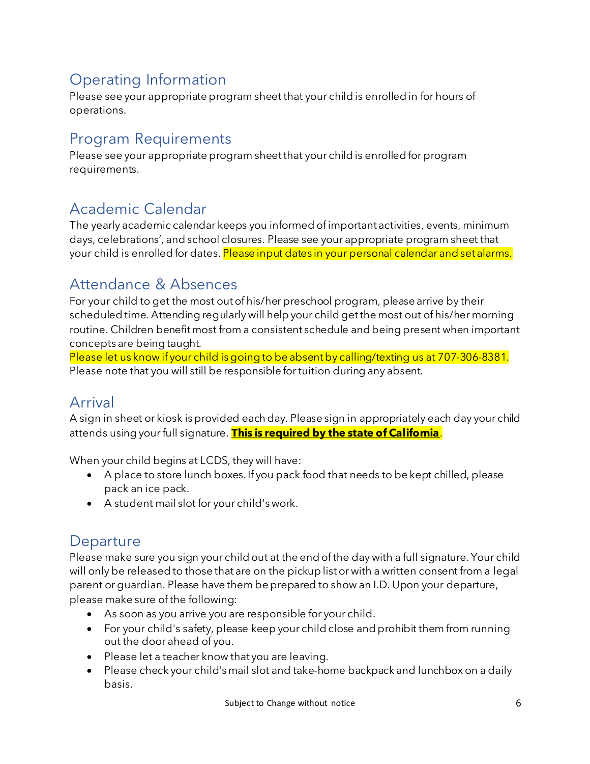## Operating Information

Please see your appropriate program sheet that your child is enrolled in for hours of operations.

## Program Requirements

Please see your appropriate program sheet that your child is enrolled for program requirements.

## Academic Calendar

The yearly academic calendar keeps you informed of important activities, events, minimum days, celebrations', and school closures. Please see your appropriate program sheet that your child is enrolled for dates. Please input dates in your personal calendar and set alarms.

## Attendance & Absences

For your child to get the most out of his/her preschool program, please arrive by their scheduled time. Attending regularly will help your child get the most out of his/her morning routine. Children benefit most from a consistent schedule and being present when important concepts are being taught.

Please let us know if your child is going to be absent by calling/texting us at 707-306-8381. Please note that you will still be responsible for tuition during any absent.

## Arrival

A sign in sheet or kiosk is provided each day. Please sign in appropriately each day your child attends using your full signature. **This is required by the state of California**.

When your child begins at LCDS, they will have:

- A place to store lunch boxes. If you pack food that needs to be kept chilled, please pack an ice pack.
- A student mail slot for your child's work.

## Departure

Please make sure you sign your child out at the end of the day with a full signature. Your child will only be released to those that are on the pickup list or with a written consent from a legal parent or guardian. Please have them be prepared to show an I.D. Upon your departure, please make sure of the following:

- As soon as you arrive you are responsible for your child.
- For your child's safety, please keep your child close and prohibit them from running out the door ahead of you.
- Please let a teacher know that you are leaving.
- Please check your child's mail slot and take-home backpack and lunchbox on a daily basis.

Subject to Change without notice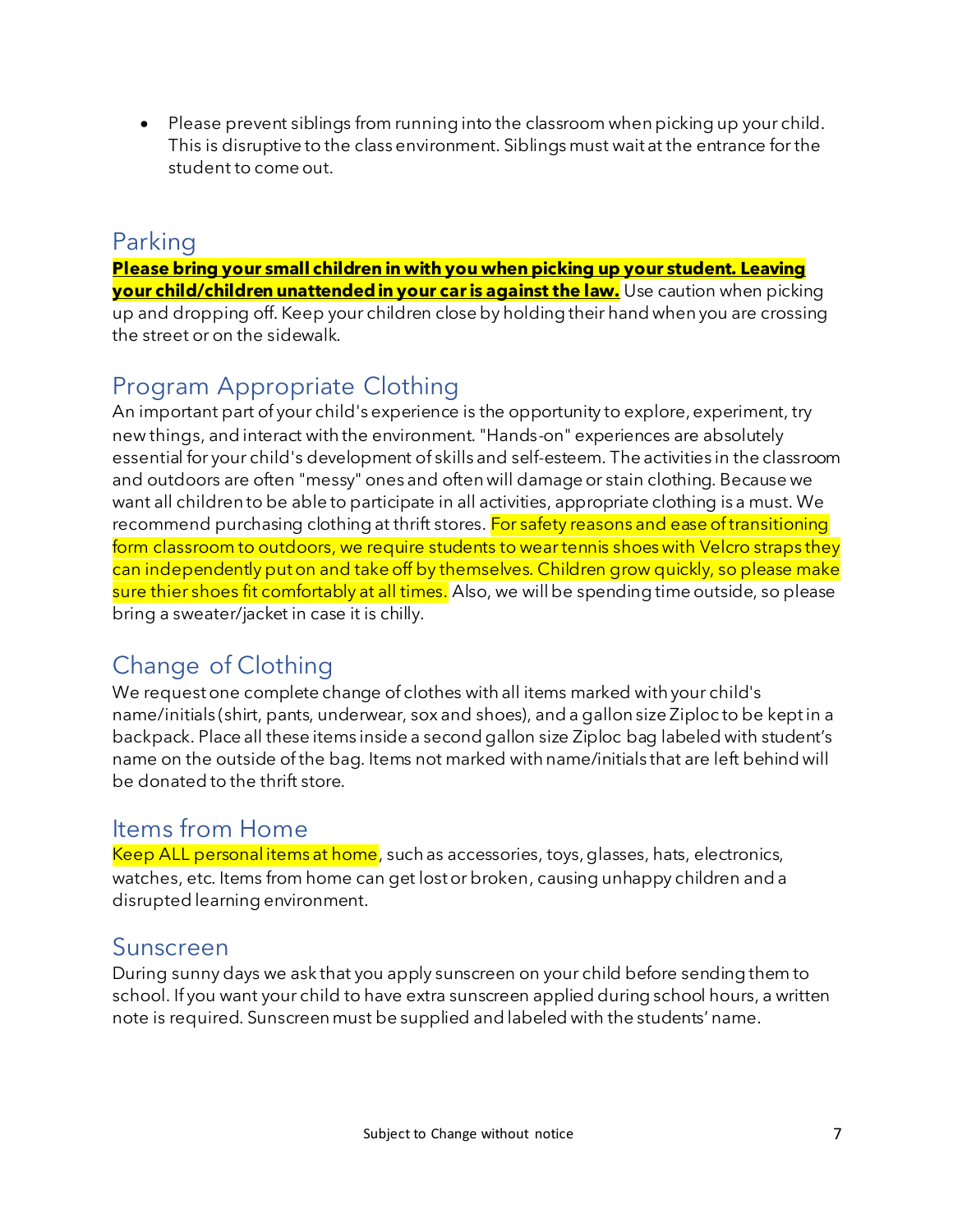- Please prevent siblings from running into the classroom when picking up your child. This is disruptive to the class environment. Siblings must wait at the entrance for the student to come out.

## Parking

**Please bring your small children in with you when picking up your student. Leaving your child/children unattended in your car is against the law.** Use caution when picking up and dropping off. Keep your children close by holding their hand when you are crossing the street or on the sidewalk.

## Program Appropriate Clothing

An important part of your child's experience is the opportunity to explore, experiment, try new things, and interact with the environment. "Hands-on" experiences are absolutely essential for your child's development of skills and self-esteem. The activities in the classroom and outdoors are often "messy" ones and often will damage or stain clothing. Because we want all children to be able to participate in all activities, appropriate clothing is a must. We recommend purchasing clothing at thrift stores. For safety reasons and ease of transitioning form classroom to outdoors, we require students to wear tennis shoes with Velcro straps they can independently put on and take off by themselves. Children grow quickly, so please make sure thier shoes fit comfortably at all times. Also, we will be spending time outside, so please bring a sweater/jacket in case it is chilly.

## Change of Clothing

We request one complete change of clothes with all items marked with your child's name/initials (shirt, pants, underwear, sox and shoes), and a gallon size Ziploc to be kept in a backpack. Place all these items inside a second gallon size Ziploc bag labeled with student's name on the outside of the bag. Items not marked with name/initials that are left behind will be donated to the thrift store.

## Items from Home

Keep ALL personal items at home, such as accessories, toys, glasses, hats, electronics, watches, etc. Items from home can get lost or broken, causing unhappy children and a disrupted learning environment.

## Sunscreen

During sunny days we ask that you apply sunscreen on your child before sending them to school. If you want your child to have extra sunscreen applied during school hours, a written note is required. Sunscreen must be supplied and labeled with the students' name.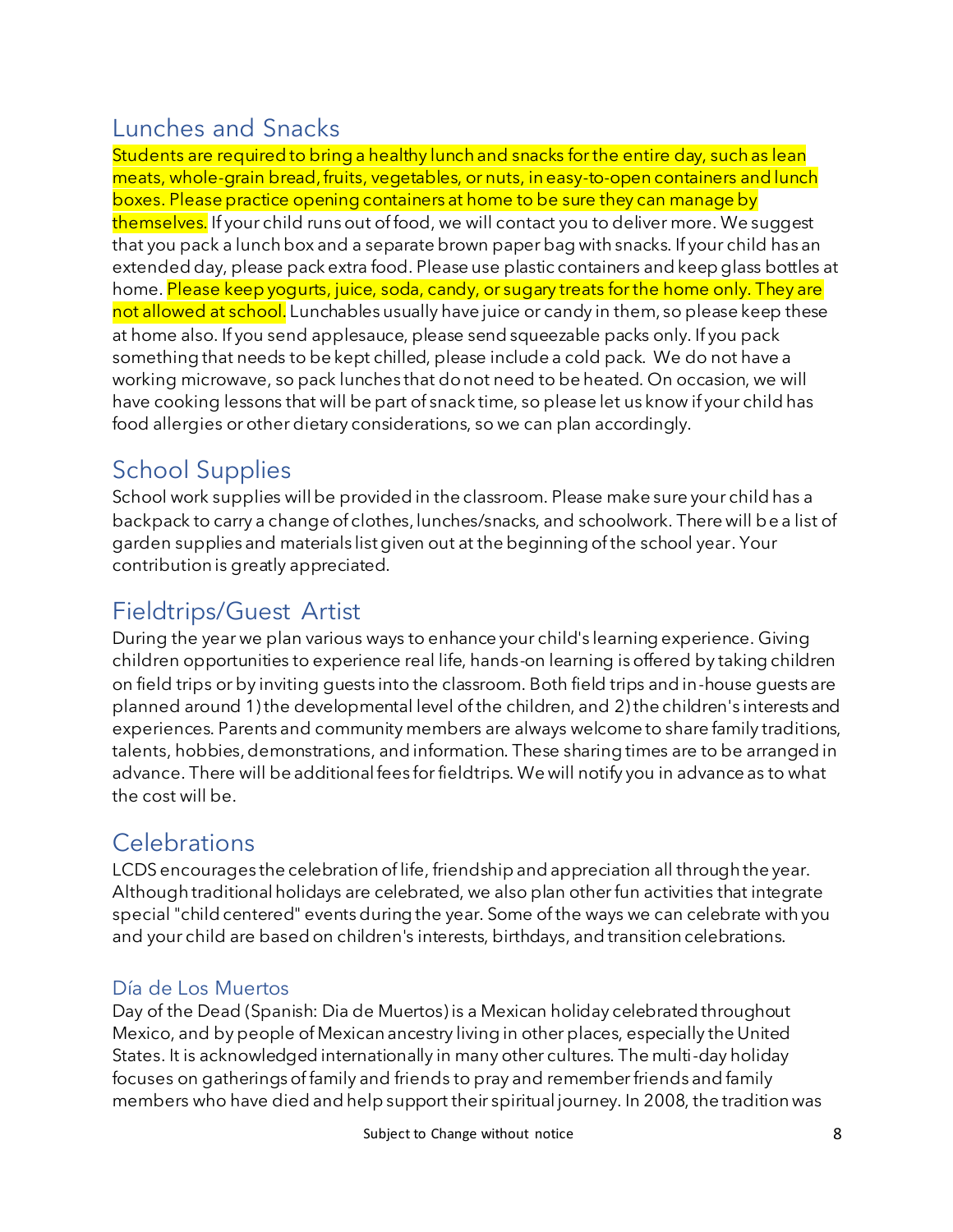## Lunches and Snacks

Students are required to bring a healthy lunch and snacks for the entire day, such as lean meats, whole-grain bread, fruits, vegetables, or nuts, in easy-to-open containers and lunch boxes. Please practice opening containers at home to be sure they can manage by themselves. If your child runs out of food, we will contact you to deliver more. We suggest that you pack a lunch box and a separate brown paper bag with snacks. If your child has an extended day, please pack extra food. Please use plastic containers and keep glass bottles at home. Please keep yogurts, juice, soda, candy, or sugary treats for the home only. They are not allowed at school. Lunchables usually have juice or candy in them, so please keep these at home also. If you send applesauce, please send squeezable packs only. If you pack something that needs to be kept chilled, please include a cold pack. We do not have a working microwave, so pack lunches that do not need to be heated. On occasion, we will have cooking lessons that will be part of snack time, so please let us know if your child has food allergies or other dietary considerations, so we can plan accordingly.

## School Supplies

School work supplies will be provided in the classroom. Please make sure your child has a backpack to carry a change of clothes, lunches/snacks, and schoolwork. There will be a list of garden supplies and materials list given out at the beginning of the school year. Your contribution is greatly appreciated.

## Fieldtrips/Guest Artist

During the year we plan various ways to enhance your child's learning experience. Giving children opportunities to experience real life, hands-on learning is offered by taking children on field trips or by inviting guests into the classroom. Both field trips and in-house guests are planned around 1) the developmental level of the children, and 2) the children's interests and experiences. Parents and community members are always welcome to share family traditions, talents, hobbies, demonstrations, and information. These sharing times are to be arranged in advance. There will be additional fees for fieldtrips. We will notify you in advance as to what the cost will be.

## Celebrations

LCDS encourages the celebration of life, friendship and appreciation all through the year. Although traditional holidays are celebrated, we also plan other fun activities that integrate special "child centered" events during the year. Some of the ways we can celebrate with you and your child are based on children's interests, birthdays, and transition celebrations.

### Día de Los Muertos

Day of the Dead (Spanish: Dia de Muertos) is a Mexican holiday celebrated throughout Mexico, and by people of Mexican ancestry living in other places, especially the United States. It is acknowledged internationally in many other cultures. The multi-day holiday focuses on gatherings of family and friends to pray and remember friends and family members who have died and help support their spiritual journey. In 2008, the tradition was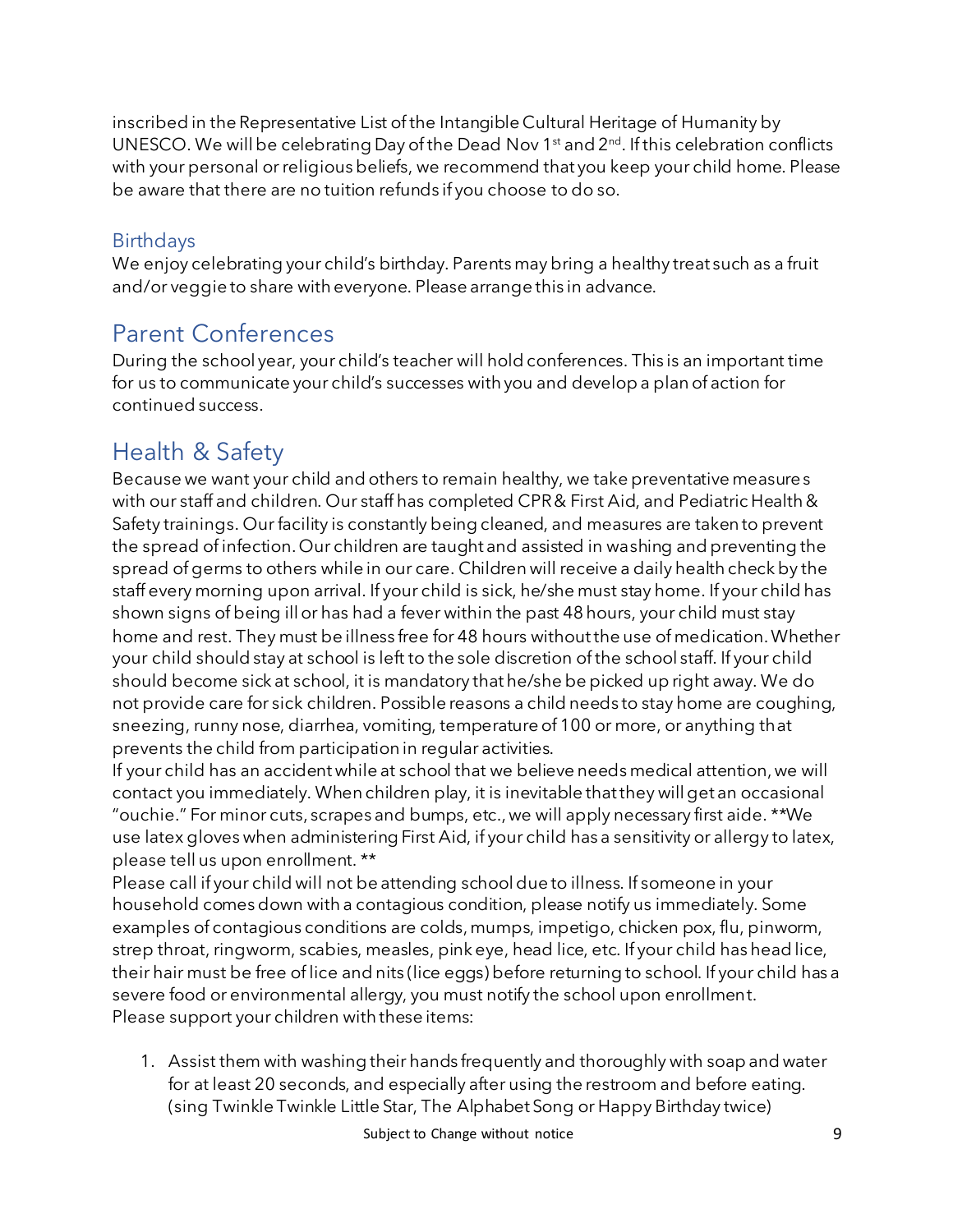inscribed in the Representative List of the Intangible Cultural Heritage of Humanity by UNESCO. We will be celebrating Day of the Dead Nov 1st and 2nd. If this celebration conflicts with your personal or religious beliefs, we recommend that you keep your child home. Please be aware that there are no tuition refunds if you choose to do so.

### Birthdays

We enjoy celebrating your child's birthday. Parents may bring a healthy treat such as a fruit and/or veggie to share with everyone. Please arrange this in advance.

## Parent Conferences

During the school year, your child's teacher will hold conferences. This is an important time for us to communicate your child's successes with you and develop a plan of action for continued success.

## Health & Safety

Because we want your child and others to remain healthy, we take preventative measures with our staff and children. Our staff has completed CPR & First Aid, and Pediatric Health & Safety trainings. Our facility is constantly being cleaned, and measures are taken to prevent the spread of infection. Our children are taught and assisted in washing and preventing the spread of germs to others while in our care. Children will receive a daily health check by the staff every morning upon arrival. If your child is sick, he/she must stay home. If your child has shown signs of being ill or has had a fever within the past 48 hours, your child must stay home and rest. They must be illness free for 48 hours without the use of medication. Whether your child should stay at school is left to the sole discretion of the school staff. If your child should become sick at school, it is mandatory that he/she be picked up right away. We do not provide care for sick children. Possible reasons a child needs to stay home are coughing, sneezing, runny nose, diarrhea, vomiting, temperature of 100 or more, or anything that prevents the child from participation in regular activities.

If your child has an accident while at school that we believe needs medical attention, we will contact you immediately. When children play, it is inevitable that they will get an occasional "ouchie." For minor cuts, scrapes and bumps, etc., we will apply necessary first aide. **We use latex gloves when administering First Aid, if your child has a sensitivity or allergy to latex, please tell us upon enrollment. **

Please call if your child will not be attending school due to illness. If someone in your household comes down with a contagious condition, please notify us immediately. Some examples of contagious conditions are colds, mumps, impetigo, chicken pox, flu, pinworm, strep throat, ringworm, scabies, measles, pink eye, head lice, etc. If your child has head lice, their hair must be free of lice and nits (lice eggs) before returning to school. If your child has a severe food or environmental allergy, you must notify the school upon enrollment.

Please support your children with these items:

1. Assist them with washing their hands frequently and thoroughly with soap and water for at least 20 seconds, and especially after using the restroom and before eating. (sing Twinkle Twinkle Little Star, The Alphabet Song or Happy Birthday twice)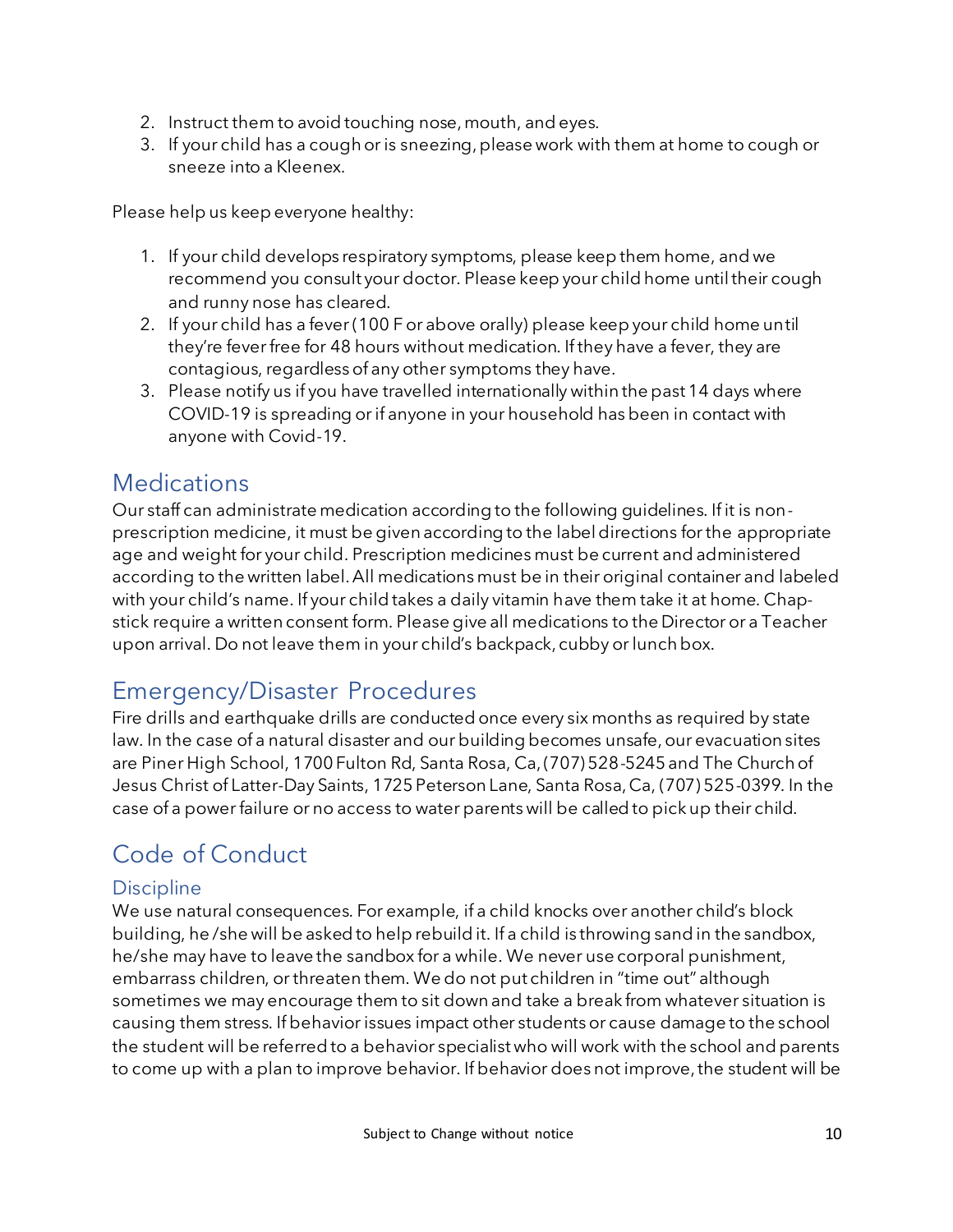2. Instruct them to avoid touching nose, mouth, and eyes.
3. If your child has a cough or is sneezing, please work with them at home to cough or sneeze into a Kleenex.

Please help us keep everyone healthy:

1. If your child develops respiratory symptoms, please keep them home, and we recommend you consult your doctor. Please keep your child home until their cough and runny nose has cleared.
2. If your child has a fever (100 F or above orally) please keep your child home until they're fever free for 48 hours without medication. If they have a fever, they are contagious, regardless of any other symptoms they have.
3. Please notify us if you have travelled internationally within the past 14 days where COVID-19 is spreading or if anyone in your household has been in contact with anyone with Covid-19.

## Medications

Our staff can administrate medication according to the following guidelines. If it is non-prescription medicine, it must be given according to the label directions for the appropriate age and weight for your child. Prescription medicines must be current and administered according to the written label. All medications must be in their original container and labeled with your child's name. If your child takes a daily vitamin have them take it at home. Chap-stick require a written consent form. Please give all medications to the Director or a Teacher upon arrival. Do not leave them in your child's backpack, cubby or lunch box.

## Emergency/Disaster Procedures

Fire drills and earthquake drills are conducted once every six months as required by state law. In the case of a natural disaster and our building becomes unsafe, our evacuation sites are Piner High School, 1700 Fulton Rd, Santa Rosa, Ca, (707) 528-5245 and The Church of Jesus Christ of Latter-Day Saints, 1725 Peterson Lane, Santa Rosa, Ca, (707) 525-0399. In the case of a power failure or no access to water parents will be called to pick up their child.

## Code of Conduct

### Discipline

We use natural consequences. For example, if a child knocks over another child's block building, he /she will be asked to help rebuild it. If a child is throwing sand in the sandbox, he/she may have to leave the sandbox for a while. We never use corporal punishment, embarrass children, or threaten them. We do not put children in "time out" although sometimes we may encourage them to sit down and take a break from whatever situation is causing them stress. If behavior issues impact other students or cause damage to the school the student will be referred to a behavior specialist who will work with the school and parents to come up with a plan to improve behavior. If behavior does not improve, the student will be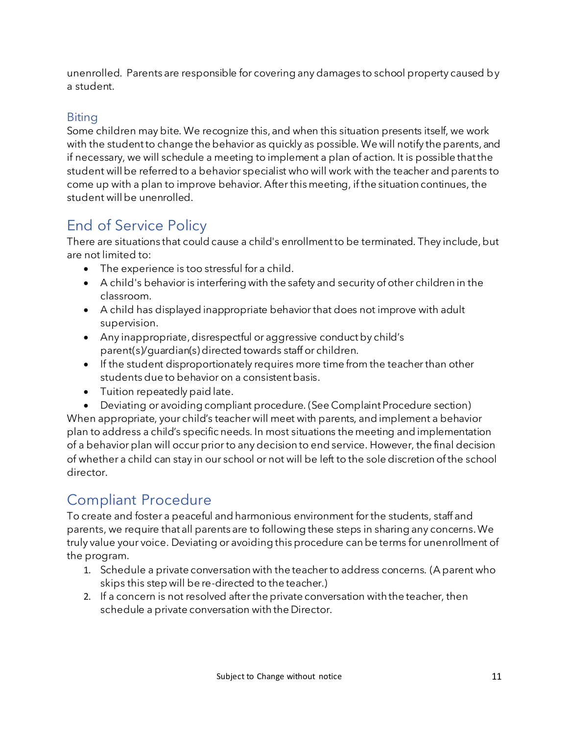unenrolled. Parents are responsible for covering any damages to school property caused by a student.

### Biting

Some children may bite. We recognize this, and when this situation presents itself, we work with the student to change the behavior as quickly as possible. We will notify the parents, and if necessary, we will schedule a meeting to implement a plan of action. It is possible that the student will be referred to a behavior specialist who will work with the teacher and parents to come up with a plan to improve behavior. After this meeting, if the situation continues, the student will be unenrolled.

## End of Service Policy

There are situations that could cause a child's enrollment to be terminated. They include, but are not limited to:

- The experience is too stressful for a child.
- A child's behavior is interfering with the safety and security of other children in the classroom.
- A child has displayed inappropriate behavior that does not improve with adult supervision.
- Any inappropriate, disrespectful or aggressive conduct by child's parent(s)/guardian(s) directed towards staff or children.
- If the student disproportionately requires more time from the teacher than other students due to behavior on a consistent basis.
- Tuition repeatedly paid late.
- Deviating or avoiding compliant procedure. (See Complaint Procedure section)

When appropriate, your child's teacher will meet with parents, and implement a behavior plan to address a child's specific needs. In most situations the meeting and implementation of a behavior plan will occur prior to any decision to end service. However, the final decision of whether a child can stay in our school or not will be left to the sole discretion of the school director.

## Compliant Procedure

To create and foster a peaceful and harmonious environment for the students, staff and parents, we require that all parents are to following these steps in sharing any concerns. We truly value your voice. Deviating or avoiding this procedure can be terms for unenrollment of the program.

1. Schedule a private conversation with the teacher to address concerns. (A parent who skips this step will be re-directed to the teacher.)
2. If a concern is not resolved after the private conversation with the teacher, then schedule a private conversation with the Director.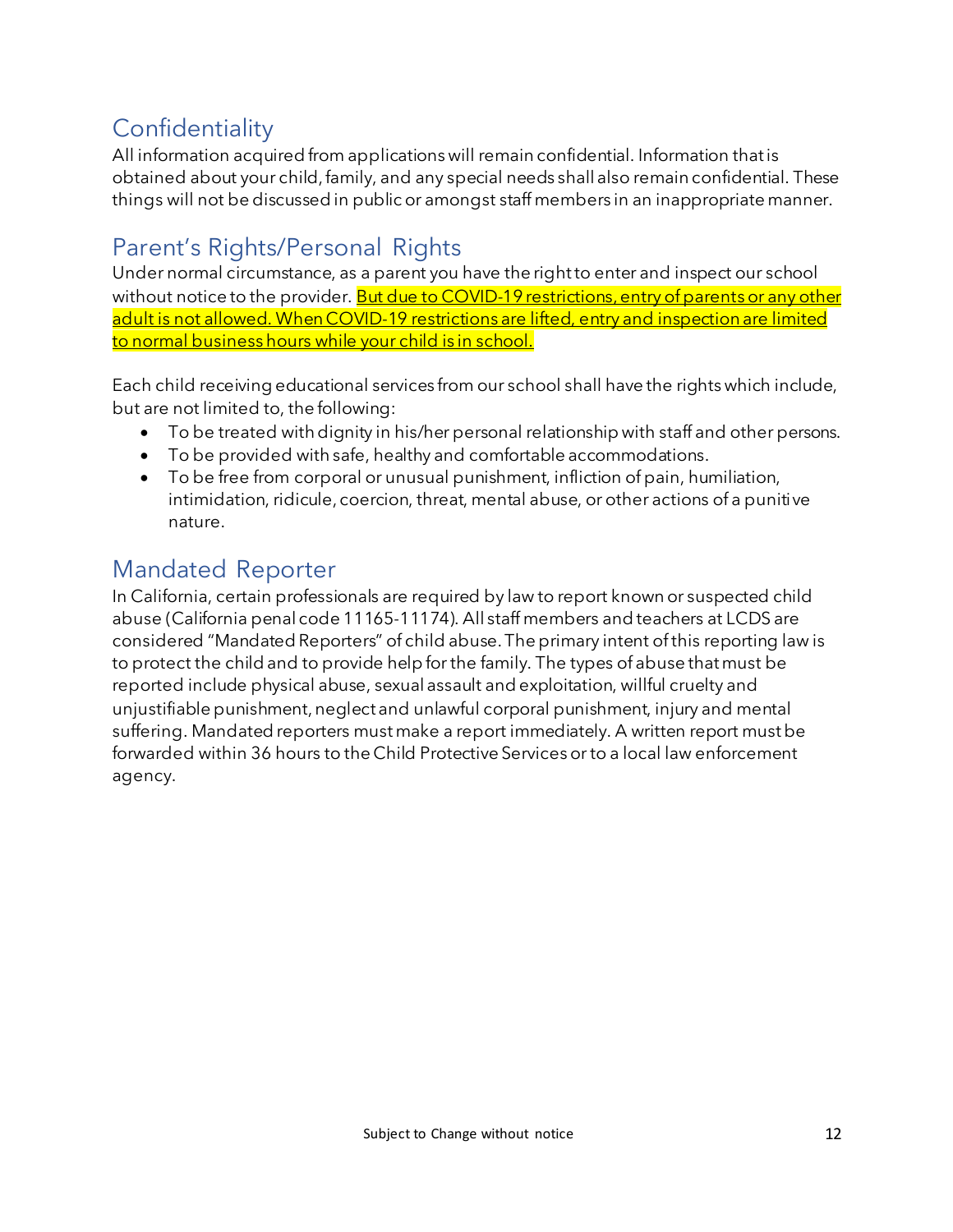## Confidentiality

All information acquired from applications will remain confidential. Information that is obtained about your child, family, and any special needs shall also remain confidential. These things will not be discussed in public or amongst staff members in an inappropriate manner.

## Parent's Rights/Personal Rights

Under normal circumstance, as a parent you have the right to enter and inspect our school without notice to the provider. But due to COVID-19 restrictions, entry of parents or any other adult is not allowed. When COVID-19 restrictions are lifted, entry and inspection are limited to normal business hours while your child is in school.

Each child receiving educational services from our school shall have the rights which include, but are not limited to, the following:

- To be treated with dignity in his/her personal relationship with staff and other persons.
- To be provided with safe, healthy and comfortable accommodations.
- To be free from corporal or unusual punishment, infliction of pain, humiliation, intimidation, ridicule, coercion, threat, mental abuse, or other actions of a punitive nature.

## Mandated Reporter

In California, certain professionals are required by law to report known or suspected child abuse (California penal code 11165-11174). All staff members and teachers at LCDS are considered "Mandated Reporters" of child abuse. The primary intent of this reporting law is to protect the child and to provide help for the family. The types of abuse that must be reported include physical abuse, sexual assault and exploitation, willful cruelty and unjustifiable punishment, neglect and unlawful corporal punishment, injury and mental suffering. Mandated reporters must make a report immediately. A written report must be forwarded within 36 hours to the Child Protective Services or to a local law enforcement agency.

Subject to Change without notice